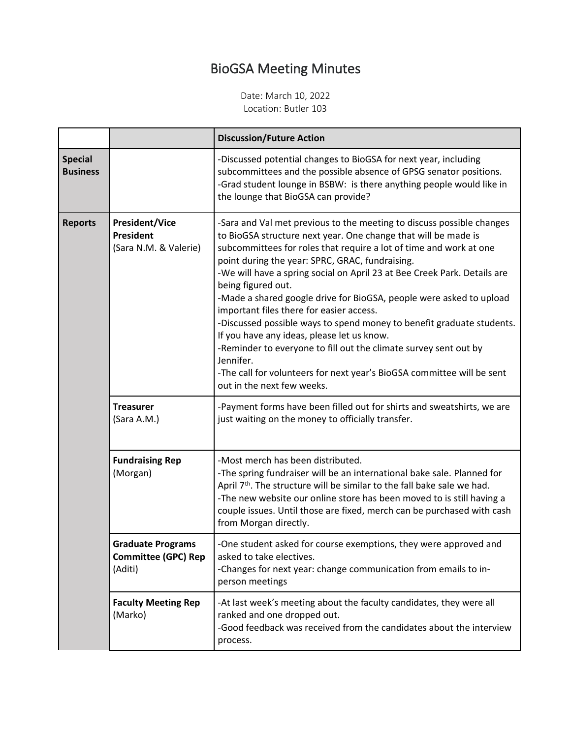# BioGSA Meeting Minutes

Date: March 10, 2022
Location: Butler 103

| | | Discussion/Future Action |
|---|---|---|
| **Special Business** | | -Discussed potential changes to BioGSA for next year, including subcommittees and the possible absence of GPSG senator positions.<br>-Grad student lounge in BSBW: is there anything people would like in the lounge that BioGSA can provide? |
| **Reports** | **President/Vice President** (Sara N.M. & Valerie) | -Sara and Val met previous to the meeting to discuss possible changes to BioGSA structure next year. One change that will be made is subcommittees for roles that require a lot of time and work at one point during the year: SPRC, GRAC, fundraising.<br>-We will have a spring social on April 23 at Bee Creek Park. Details are being figured out.<br>-Made a shared google drive for BioGSA, people were asked to upload important files there for easier access.<br>-Discussed possible ways to spend money to benefit graduate students. If you have any ideas, please let us know.<br>-Reminder to everyone to fill out the climate survey sent out by Jennifer.<br>-The call for volunteers for next year's BioGSA committee will be sent out in the next few weeks. |
| | **Treasurer** (Sara A.M.) | -Payment forms have been filled out for shirts and sweatshirts, we are just waiting on the money to officially transfer. |
| | **Fundraising Rep** (Morgan) | -Most merch has been distributed.<br>-The spring fundraiser will be an international bake sale. Planned for April 7th. The structure will be similar to the fall bake sale we had.<br>-The new website our online store has been moved to is still having a couple issues. Until those are fixed, merch can be purchased with cash from Morgan directly. |
| | **Graduate Programs Committee (GPC) Rep** (Aditi) | -One student asked for course exemptions, they were approved and asked to take electives.<br>-Changes for next year: change communication from emails to in-person meetings |
| | **Faculty Meeting Rep** (Marko) | -At last week's meeting about the faculty candidates, they were all ranked and one dropped out.<br>-Good feedback was received from the candidates about the interview process. |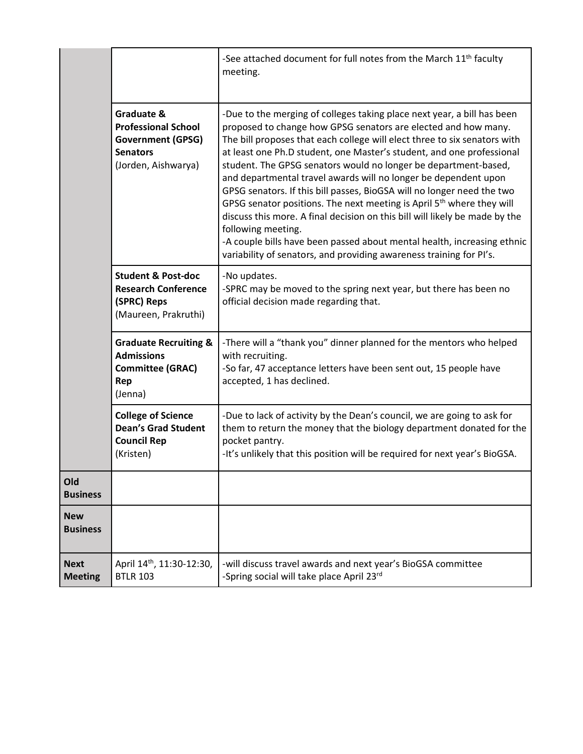| | | |
|---|---|---|
| | | -See attached document for full notes from the March 11th faculty meeting. |
| | **Graduate & Professional School Government (GPSG) Senators** (Jorden, Aishwarya) | -Due to the merging of colleges taking place next year, a bill has been proposed to change how GPSG senators are elected and how many. The bill proposes that each college will elect three to six senators with at least one Ph.D student, one Master's student, and one professional student. The GPSG senators would no longer be department-based, and departmental travel awards will no longer be dependent upon GPSG senators. If this bill passes, BioGSA will no longer need the two GPSG senator positions. The next meeting is April 5th where they will discuss this more. A final decision on this bill will likely be made by the following meeting.<br>-A couple bills have been passed about mental health, increasing ethnic variability of senators, and providing awareness training for PI's. |
| | **Student & Post-doc Research Conference (SPRC) Reps** (Maureen, Prakruthi) | -No updates.<br>-SPRC may be moved to the spring next year, but there has been no official decision made regarding that. |
| | **Graduate Recruiting & Admissions Committee (GRAC) Rep** (Jenna) | -There will a "thank you" dinner planned for the mentors who helped with recruiting.<br>-So far, 47 acceptance letters have been sent out, 15 people have accepted, 1 has declined. |
| | **College of Science Dean's Grad Student Council Rep** (Kristen) | -Due to lack of activity by the Dean's council, we are going to ask for them to return the money that the biology department donated for the pocket pantry.<br>-It's unlikely that this position will be required for next year's BioGSA. |
| **Old Business** | | |
| **New Business** | | |
| **Next Meeting** | April 14th, 11:30-12:30, BTLR 103 | -will discuss travel awards and next year's BioGSA committee<br>-Spring social will take place April 23rd |